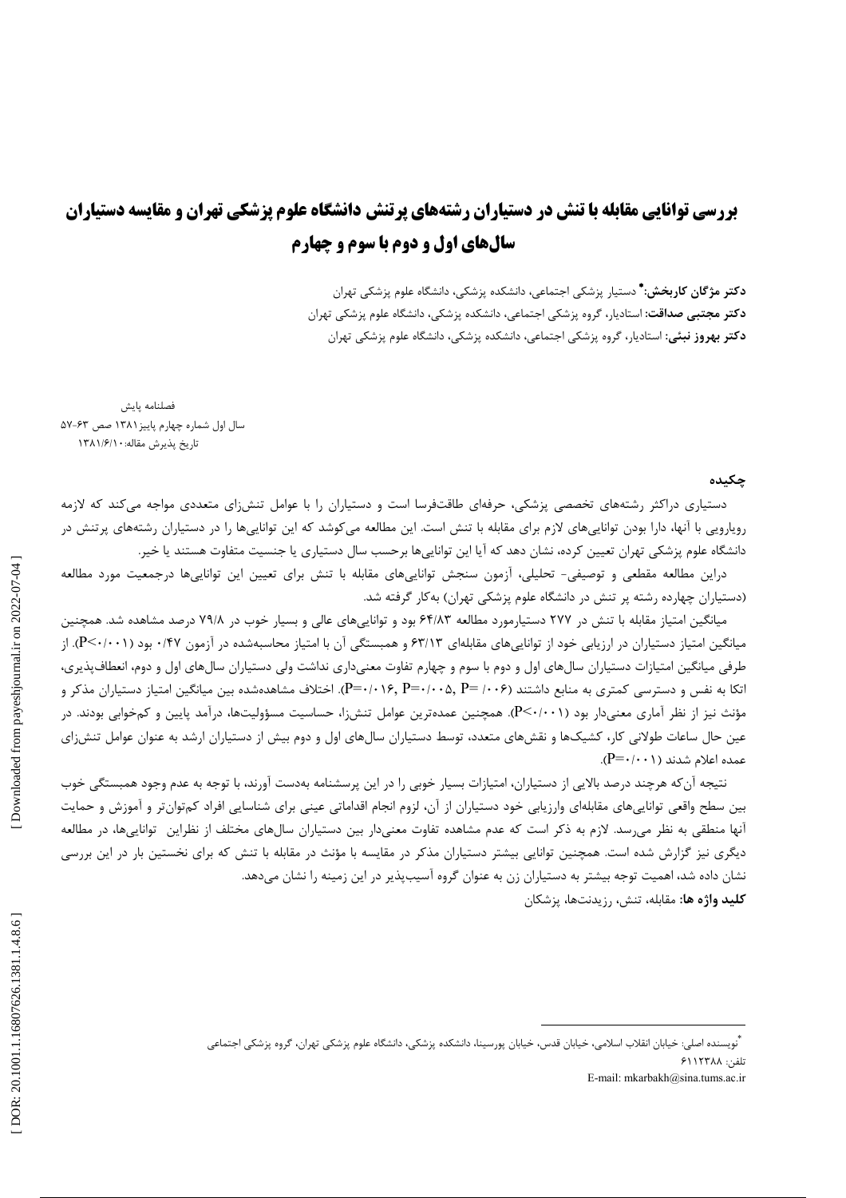# بررسی توانایی مقابله با تنش در دستیاران رشته‌های پرتنش دانشگاه علوم پزشکی تهران و مقایسه دستیاران سال‌های اول و دوم با سوم و چهارم

**دکتر مژگان کاربخش:*** دستیار پزشکی اجتماعی، دانشکده پزشکی، دانشگاه علوم پزشکی تهران

**دکتر مجتبی صداقت:** استادیار، گروه پزشکی اجتماعی، دانشکده پزشکی، دانشگاه علوم پزشکی تهران

**دکتر بهروز نبئی:** استادیار، گروه پزشکی اجتماعی، دانشکده پزشکی، دانشگاه علوم پزشکی تهران

فصلنامه پایش

سال اول شماره چهارم پاییز ۱۳۸۱ صص ۶۳-۵۷

تاریخ پذیرش مقاله: ۱۳۸۱/۶/۱۰

## چکیده

دستیاری دراکثر رشته‌های تخصصی پزشکی، حرفه‌ای طاقت‌فرسا است و دستیاران را با عوامل تنش‌زای متعددی مواجه می‌کند که لازمه رویارویی با آنها، دارا بودن توانایی‌های لازم برای مقابله با تنش است. این مطالعه می‌کوشد که این توانایی‌ها را در دستیاران رشته‌های پرتنش در دانشگاه علوم پزشکی تهران تعیین کرده، نشان دهد که آیا این توانایی‌ها برحسب سال دستیاری یا جنسیت متفاوت هستند یا خیر.

دراین مطالعه مقطعی و توصیفی- تحلیلی، آزمون سنجش توانایی‌های مقابله با تنش برای تعیین این توانایی‌ها درجمعیت مورد مطالعه (دستیاران چهارده رشته پر تنش در دانشگاه علوم پزشکی تهران) به‌کار گرفته شد.

میانگین امتیاز مقابله با تنش در ۲۷۷ دستیارمورد مطالعه ۶۴/۸۳ بود و توانایی‌های عالی و بسیار خوب در ۷۹/۸ درصد مشاهده شد. همچنین میانگین امتیاز دستیاران در ارزیابی خود از توانایی‌های مقابله‌ای ۶۳/۱۳ و همبستگی آن با امتیاز محاسبه‌شده در آزمون ۰/۴۷ بود ($P<0.001$). از طرفی میانگین امتیازات دستیاران سال‌های اول و دوم با سوم و چهارم تفاوت معنی‌داری نداشت ولی دستیاران سال‌های اول و دوم، انعطاف‌پذیری، اتکا به نفس و دسترسی کمتری به منابع داشتند ($P=0.006$, $P=0.005$, $P=0.016$). اختلاف مشاهده‌شده بین میانگین امتیاز دستیاران مذکر و مؤنث نیز از نظر آماری معنی‌دار بود ($P<0.001$). همچنین عمده‌ترین عوامل تنش‌زا، حساسیت مسؤولیت‌ها، درآمد پایین و کم‌خوابی بودند. در عین حال ساعات طولانی کار، کشیک‌ها و نقش‌های متعدد، توسط دستیاران سال‌های اول و دوم بیش از دستیاران ارشد به عنوان عوامل تنش‌زای عمده اعلام شدند ($P=0.001$).

نتیجه آن‌که هرچند درصد بالایی از دستیاران، امتیازات بسیار خوبی را در این پرسشنامه به‌دست آورند، با توجه به عدم وجود همبستگی خوب بین سطح واقعی توانایی‌های مقابله‌ای وارزیابی خود دستیاران از آن، لزوم انجام اقداماتی عینی برای شناسایی افراد کم‌توان‌تر و آموزش و حمایت آنها منطقی به نظر می‌رسد. لازم به ذکر است که عدم مشاهده تفاوت معنی‌دار بین دستیاران سال‌های مختلف از نظراین توانایی‌ها، در مطالعه دیگری نیز گزارش شده است. همچنین توانایی بیشتر دستیاران مذکر در مقایسه با مؤنث در مقابله با تنش که برای نخستین بار در این بررسی نشان داده شد، اهمیت توجه بیشتر به دستیاران زن به عنوان گروه آسیب‌پذیر در این زمینه را نشان می‌دهد.

**کلید واژه ها:** مقابله، تنش، رزیدنت‌ها، پزشکان

---

* نویسنده اصلی: خیابان انقلاب اسلامی، خیابان قدس، خیابان پورسینا، دانشکده پزشکی، دانشگاه علوم پزشکی تهران، گروه پزشکی اجتماعی

تلفن: ۶۱۱۲۳۸۸

E-mail: mkarbakh@sina.tums.ac.ir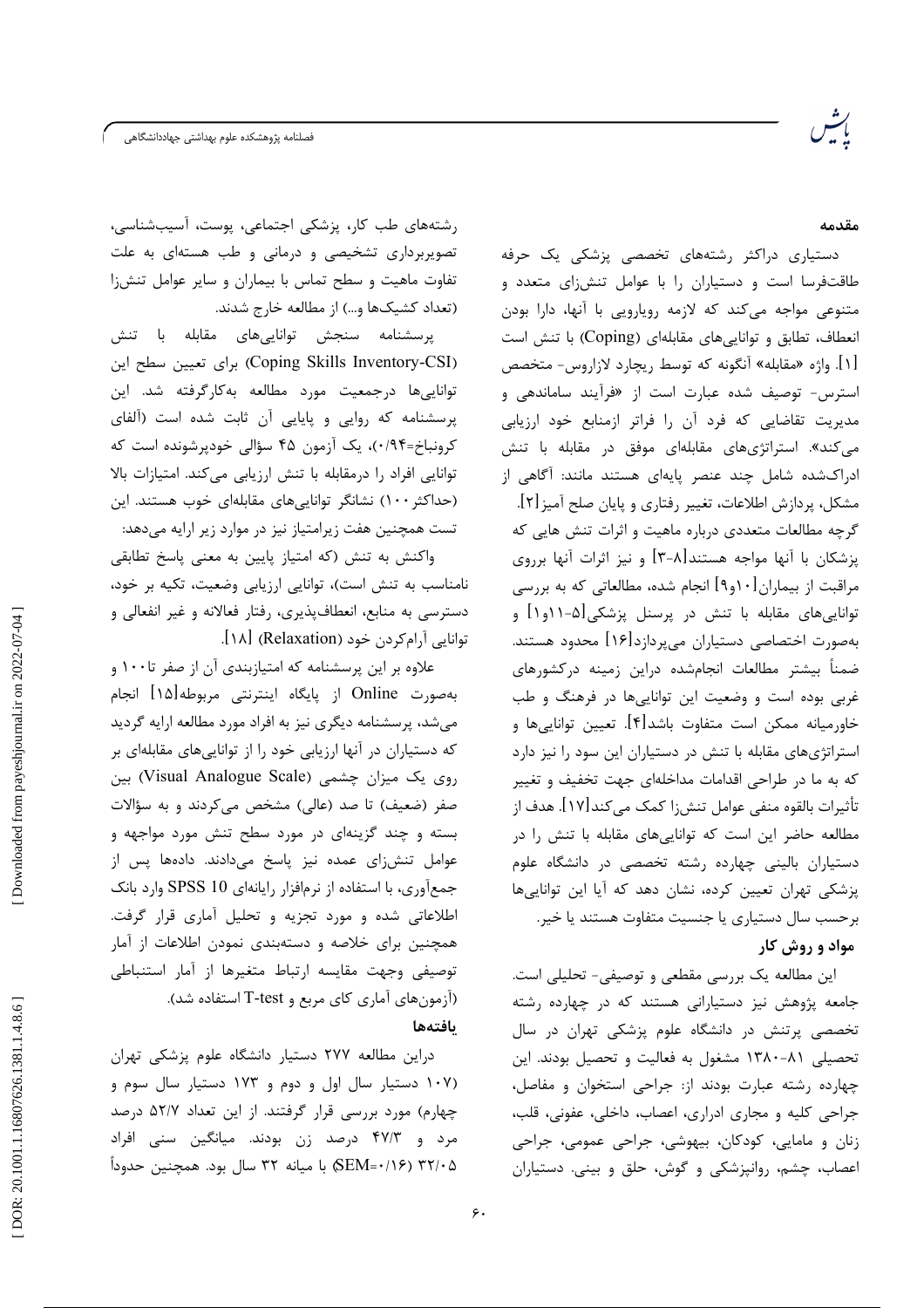## مقدمه

دستیاری دراکثر رشته‌های تخصصی پزشکی یک حرفه طاقت‌فرسا است و دستیاران را با عوامل تنش‌زای متعدد و متنوعی مواجه می‌کند که لازمه رویارویی با آنها، دارا بودن انعطاف، تطابق و توانایی‌های مقابله‌ای (Coping) با تنش است [۱]. واژه «مقابله» آنگونه که توسط ریچارد لازاروس- متخصص استرس- توصیف شده عبارت است از «فرآیند ساماندهی و مدیریت تقاضایی که فرد آن را فراتر ازمنابع خود ارزیابی می‌کند». استراتژی‌های مقابله‌ای موفق در مقابله با تنش ادراک‌شده شامل چند عنصر پایه‌ای هستند مانند: آگاهی از مشکل، پردازش اطلاعات، تغییر رفتاری و پایان صلح آمیز[۲]. گرچه مطالعات متعددی درباره ماهیت و اثرات تنش هایی که پزشکان با آنها مواجه هستند[۸-۳] و نیز اثرات آنها برروی مراقبت از بیماران[۱۰و۹] انجام شده، مطالعاتی که به بررسی توانایی‌های مقابله با تنش در پرسنل پزشکی[۵-۱۱و۱] و به‌صورت اختصاصی دستیاران می‌پردازد[۱۶] محدود هستند. ضمناً بیشتر مطالعات انجام‌شده دراین زمینه درکشورهای غربی بوده است و وضعیت این توانایی‌ها در فرهنگ و طب خاورمیانه ممکن است متفاوت باشد[۴]. تعیین توانایی‌ها و استراتژی‌های مقابله با تنش در دستیاران این سود را نیز دارد که به ما در طراحی اقدامات مداخله‌ای جهت تخفیف و تغییر تأثیرات بالقوه منفی عوامل تنش‌زا کمک می‌کند[۱۷]. هدف از مطالعه حاضر این است که توانایی‌های مقابله با تنش را در دستیاران بالینی چهارده رشته تخصصی در دانشگاه علوم پزشکی تهران تعیین کرده، نشان دهد که آیا این توانایی‌ها برحسب سال دستیاری یا جنسیت متفاوت هستند یا خیر.

## مواد و روش کار

این مطالعه یک بررسی مقطعی و توصیفی- تحلیلی است. جامعه پژوهش نیز دستیارانی هستند که در چهارده رشته تخصصی پرتنش در دانشگاه علوم پزشکی تهران در سال تحصیلی ۸۱-۱۳۸۰ مشغول به فعالیت و تحصیل بودند. این چهارده رشته عبارت بودند از: جراحی استخوان و مفاصل، جراحی کلیه و مجاری ادراری، اعصاب، داخلی، عفونی، قلب، زنان و مامایی، کودکان، بیهوشی، جراحی عمومی، جراحی اعصاب، چشم، روانپزشکی و گوش، حلق و بینی. دستیاران رشته‌های طب کار، پزشکی اجتماعی، پوست، آسیب‌شناسی، تصویربرداری تشخیصی و درمانی و طب هسته‌ای به علت تفاوت ماهیت و سطح تماس با بیماران و سایر عوامل تنش‌زا (تعداد کشیک‌ها و...) از مطالعه خارج شدند.

پرسشنامه سنجش توانایی‌های مقابله با تنش (Coping Skills Inventory-CSI) برای تعیین سطح این توانایی‌ها درجمعیت مورد مطالعه به‌کارگرفته شد. این پرسشنامه که روایی و پایایی آن ثابت شده است (آلفای کرونباخ=۰/۹۴)، یک آزمون ۴۵ سؤالی خودپرشونده است که توانایی افراد را درمقابله با تنش ارزیابی می‌کند. امتیازات بالا (حداکثر ۱۰۰) نشانگر توانایی‌های مقابله‌ای خوب هستند. این تست همچنین هفت زیرامتیاز نیز در موارد زیر ارایه می‌دهد:

واکنش به تنش (که امتیاز پایین به معنی پاسخ تطابقی نامناسب به تنش است)، توانایی ارزیابی وضعیت، تکیه بر خود، دسترسی به منابع، انعطاف‌پذیری، رفتار فعالانه و غیر انفعالی و توانایی آرام‌کردن خود (Relaxation) [۱۸].

علاوه بر این پرسشنامه که امتیازبندی آن از صفر تا۱۰۰ و به‌صورت Online از پایگاه اینترنتی مربوطه[۱۵] انجام می‌شد، پرسشنامه دیگری نیز به افراد مورد مطالعه ارایه گردید که دستیاران در آنها ارزیابی خود را از توانایی‌های مقابله‌ای بر روی یک میزان چشمی (Visual Analogue Scale) بین صفر (ضعیف) تا صد (عالی) مشخص می‌کردند و به سؤالات بسته و چند گزینه‌ای در مورد سطح تنش مورد مواجهه و عوامل تنش‌زای عمده نیز پاسخ می‌دادند. داده‌ها پس از جمع‌آوری، با استفاده از نرم‌افزار رایانه‌ای SPSS 10 وارد بانک اطلاعاتی شده و مورد تجزیه و تحلیل آماری قرار گرفت. همچنین برای خلاصه و دسته‌بندی نمودن اطلاعات از آمار توصیفی وجهت مقایسه ارتباط متغیرها از آمار استنباطی (آزمون‌های آماری کای مربع و T-test استفاده شد).

## یافته‌ها

دراین مطالعه ۲۷۷ دستیار دانشگاه علوم پزشکی تهران (۱۰۷ دستیار سال اول و دوم و ۱۷۳ دستیار سال سوم و چهارم) مورد بررسی قرار گرفتند. از این تعداد ۵۲/۷ درصد مرد و ۴۷/۳ درصد زن بودند. میانگین سنی افراد ۳۲/۰۵ (SEM=۰/۱۶) با میانه ۳۲ سال بود. همچنین حدوداً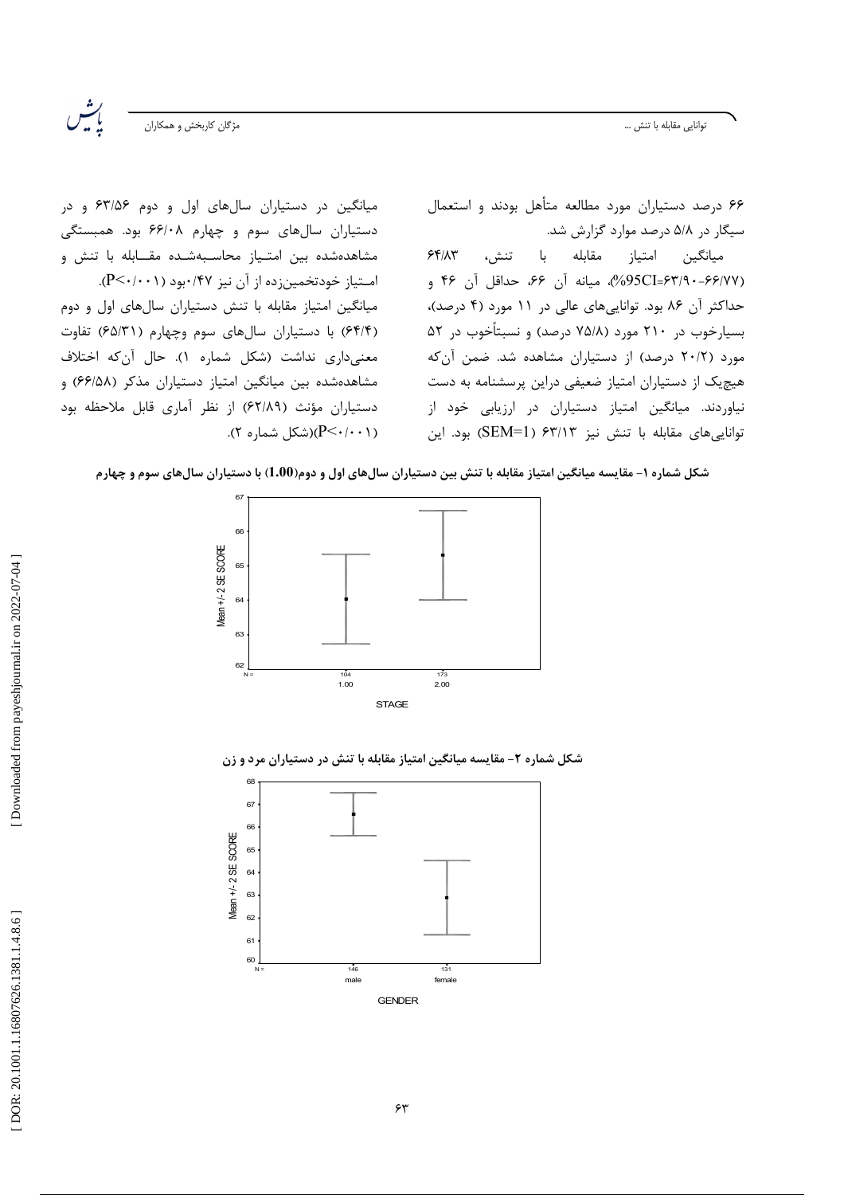۶۶ درصد دستیاران مورد مطالعه متأهل بودند و استعمال سیگار در ۵/۸ درصد موارد گزارش شد.

میانگین امتیاز مقابله با تنش، ۶۴/۸۳ (95CI=۶۳/۹۰-۶۶/۷۷%)، میانه آن ۶۶، حداقل آن ۴۶ و حداکثر آن ۸۶ بود. توانایی‌های عالی در ۱۱ مورد (۴ درصد)، بسیارخوب در ۲۱۰ مورد (۷۵/۸ درصد) و نسبتاًخوب در ۵۲ مورد (۲۰/۲ درصد) از دستیاران مشاهده شد. ضمن آن‌که هیچ‌یک از دستیاران امتیاز ضعیفی دراین پرسشنامه به دست نیاوردند. میانگین امتیاز دستیاران در ارزیابی خود از توانایی‌های مقابله با تنش نیز ۶۳/۱۳ (SEM=1) بود. این میانگین در دستیاران سال‌های اول و دوم ۶۳/۵۶ و در دستیاران سال‌های سوم و چهارم ۶۶/۰۸ بود. همبستگی مشاهده‌شده بین امتیاز محاسبه‌شده مقابله با تنش و امتیاز خودتخمین‌زده از آن نیز ۰/۴۷بود ($P<0/001$).

میانگین امتیاز مقابله با تنش دستیاران سال‌های اول و دوم (۶۴/۴) با دستیاران سال‌های سوم وچهارم (۶۵/۳۱) تفاوت معنی‌داری نداشت (شکل شماره ۱). حال آن‌که اختلاف مشاهده‌شده بین میانگین امتیاز دستیاران مذکر (۶۶/۵۸) و دستیاران مؤنث (۶۲/۸۹) از نظر آماری قابل ملاحظه بود ($P<0/001$)(شکل شماره ۲).

**شکل شماره ۱- مقایسه میانگین امتیاز مقابله با تنش بین دستیاران سال‌های اول و دوم(1.00) با دستیاران سال‌های سوم و چهارم**

**شکل شماره ۲- مقایسه میانگین امتیاز مقابله با تنش در دستیاران مرد و زن**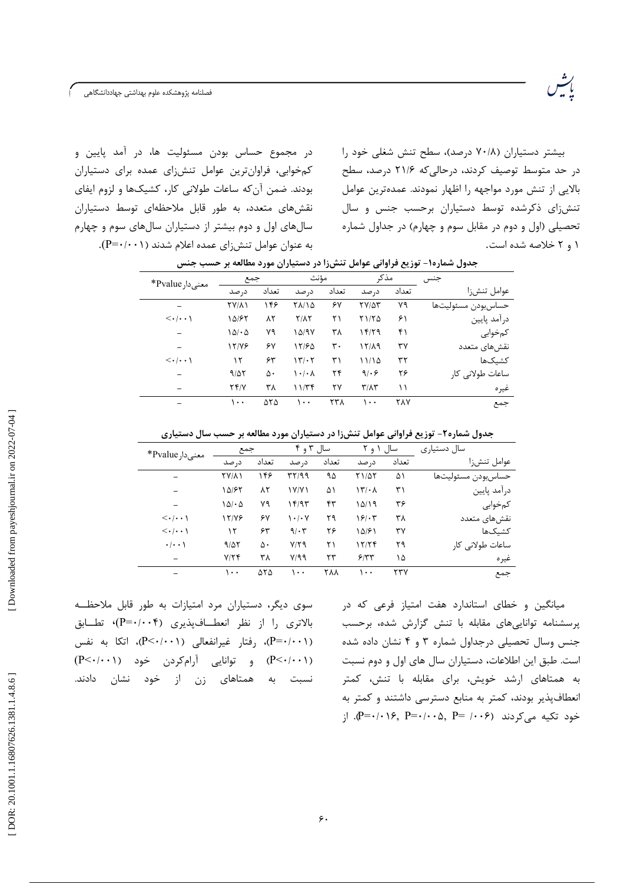بیشتر دستیاران (۷۰/۸ درصد)، سطح تنش شغلی خود را در حد متوسط توصیف کردند، درحالی‌که ۲۱/۶ درصد، سطح بالایی از تنش مورد مواجهه را اظهار نمودند. عمده‌ترین عوامل تنش‌زای ذکرشده توسط دستیاران برحسب جنس و سال تحصیلی (اول و دوم در مقابل سوم و چهارم) در جداول شماره ۱ و ۲ خلاصه شده است.

در مجموع حساس بودن مسئولیت ها، در آمد پایین و کم‌خوابی، فراوان‌ترین عوامل تنش‌زای عمده برای دستیاران بودند. ضمن آن‌که ساعات طولانی کار، کشیک‌ها و لزوم ایفای نقش‌های متعدد، به طور قابل ملاحظه‌ای توسط دستیاران سال‌های اول و دوم بیشتر از دستیاران سال‌های سوم و چهارم به عنوان عوامل تنش‌زای عمده اعلام شدند (P=۰/۰۰۱).

**جدول شماره۱- توزیع فراوانی عوامل تنش‌زا در دستیاران مورد مطالعه بر حسب جنس**

| جنس | مذکر | | مؤنث | | جمع | | معنی‌دارPvalue* |
|---|---|---|---|---|---|---|---|
| عوامل تنش‌زا | تعداد | درصد | تعداد | درصد | تعداد | درصد | |
| حساس‌بودن مسئولیت‌ها | ۷۹ | ۲۷/۵۳ | ۶۷ | ۲۸/۱۵ | ۱۴۶ | ۲۷/۸۱ | – |
| درآمد پایین | ۶۱ | ۲۱/۲۵ | ۲۱ | ۲/۸۲ | ۸۲ | ۱۵/۶۲ | <۰/۰۰۱ |
| کم‌خوابی | ۴۱ | ۱۴/۲۹ | ۳۸ | ۱۵/۹۷ | ۷۹ | ۱۵/۰۵ | – |
| نقش‌های متعدد | ۳۷ | ۱۲/۸۹ | ۳۰ | ۱۲/۶۵ | ۶۷ | ۱۲/۷۶ | – |
| کشیک‌ها | ۳۲ | ۱۱/۱۵ | ۳۱ | ۱۳/۰۲ | ۶۳ | ۱۲ | <۰/۰۰۱ |
| ساعات طولانی کار | ۲۶ | ۹/۰۶ | ۲۴ | ۱۰/۰۸ | ۵۰ | ۹/۵۲ | – |
| غیره | ۱۱ | ۳/۸۳ | ۲۷ | ۱۱/۳۴ | ۳۸ | ۲۴/۷ | – |
| جمع | ۲۸۷ | ۱۰۰ | ۲۳۸ | ۱۰۰ | ۵۲۵ | ۱۰۰ | – |

**جدول شماره۲- توزیع فراوانی عوامل تنش‌زا در دستیاران مورد مطالعه بر حسب سال دستیاری**

| سال دستیاری | سال ۱ و ۲ | | سال ۳ و ۴ | | جمع | | معنی‌دارPvalue* |
|---|---|---|---|---|---|---|---|
| عوامل تنش‌زا | تعداد | درصد | تعداد | درصد | تعداد | درصد | |
| حساس‌بودن مسئولیت‌ها | ۵۱ | ۲۱/۵۲ | ۹۵ | ۳۲/۹۹ | ۱۴۶ | ۲۷/۸۱ | – |
| درآمد پایین | ۳۱ | ۱۳/۰۸ | ۵۱ | ۱۷/۷۱ | ۸۲ | ۱۵/۶۲ | – |
| کم‌خوابی | ۳۶ | ۱۵/۱۹ | ۴۳ | ۱۴/۹۳ | ۷۹ | ۱۵/۰۵ | – |
| نقش‌های متعدد | ۳۸ | ۱۶/۰۳ | ۲۹ | ۱۰/۰۷ | ۶۷ | ۱۲/۷۶ | <۰/۰۰۱ |
| کشیک‌ها | ۳۷ | ۱۵/۶۱ | ۲۶ | ۹/۰۳ | ۶۳ | ۱۲ | <۰/۰۰۱ |
| ساعات طولانی کار | ۲۹ | ۱۲/۲۴ | ۲۱ | ۷/۲۹ | ۵۰ | ۹/۵۲ | ۰/۰۰۱ |
| غیره | ۱۵ | ۶/۳۳ | ۲۳ | ۷/۹۹ | ۳۸ | ۷/۲۴ | – |
| جمع | ۲۳۷ | ۱۰۰ | ۲۸۸ | ۱۰۰ | ۵۲۵ | ۱۰۰ | – |

میانگین و خطای استاندارد هفت امتیاز فرعی که در پرسشنامه توانایی‌های مقابله با تنش گزارش شده، برحسب جنس وسال تحصیلی درجداول شماره ۳ و ۴ نشان داده شده است. طبق این اطلاعات، دستیاران سال های اول و دوم نسبت به همتاهای ارشد خویش، برای مقابله با تنش، کمتر انعطاف‌پذیر بودند، کمتر به منابع دسترسی داشتند و کمتر به خود تکیه می‌کردند (P=۰/۰۱۶, P=۰/۰۰۵, P= ۰/۰۰۶). از سوی دیگر، دستیاران مرد امتیازات به طور قابل ملاحظه بالاتری را از نظر انعطاف‌پذیری (P=۰/۰۰۴)، تطابق (P=۰/۰۰۱)، رفتار غیرانفعالی (P<۰/۰۰۱)، اتکا به نفس (P<۰/۰۰۱) و توانایی آرام‌کردن خود (P<۰/۰۰۱) نسبت به همتاهای زن از خود نشان دادند.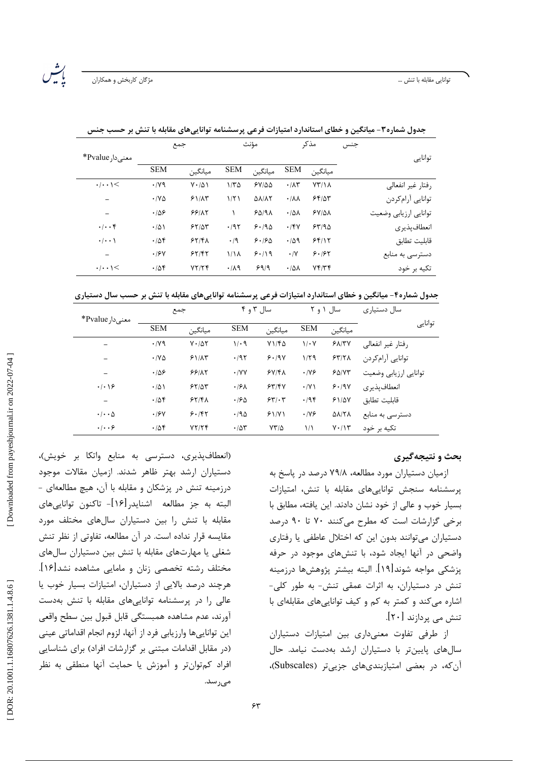**جدول شماره۳- میانگین و خطای استاندارد امتیازات فرعی پرسشنامه توانایی‌های مقابله با تنش بر حسب جنس**

| توانایی / جنس | مذکر | | مؤنث | | جمع | | معنی‌دار Pvalue* |
|---|---|---|---|---|---|---|---|
| | میانگین | SEM | میانگین | SEM | میانگین | SEM | |
| رفتار غیر انفعالی | ۷۳/۱۸ | ۰/۸۳ | ۶۷/۵۵ | ۱/۳۵ | ۷۰/۵۱ | ۰/۷۹ | ۰/۰۰۱> |
| توانایی آرام‌کردن | ۶۴/۵۳ | ۰/۸۸ | ۵۸/۸۲ | ۱/۲۱ | ۶۱/۸۳ | ۰/۷۵ | – |
| توانایی ارزیابی وضعیت | ۶۷/۵۸ | ۰/۵۸ | ۶۵/۹۸ | ۱ | ۶۶/۸۲ | ۰/۵۶ | – |
| انعطاف‌پذیری | ۶۳/۹۵ | ۰/۴۷ | ۶۰/۹۵ | ۰/۹۲ | ۶۲/۵۳ | ۰/۵۱ | ۰/۰۰۴ |
| قابلیت تطابق | ۶۴/۱۲ | ۰/۵۹ | ۶۰/۶۵ | ۰/۹ | ۶۲/۴۸ | ۰/۵۴ | ۰/۰۰۱ |
| دسترسی به منابع | ۶۰/۶۲ | ۰/۷ | ۶۰/۱۹ | ۱/۱۸ | ۶۲/۴۲ | ۰/۶۷ | – |
| تکیه بر خود | ۷۴/۳۴ | ۰/۵۸ | ۶۹/۹ | ۰/۸۹ | ۷۲/۲۴ | ۰/۵۴ | ۰/۰۰۱> |

**جدول شماره۴- میانگین و خطای استاندارد امتیازات فرعی پرسشنامه توانایی‌های مقابله با تنش بر حسب سال دستیاری**

| توانایی / سال دستیاری | سال ۱ و ۲ | | سال ۳ و ۴ | | جمع | | معنی‌دار Pvalue* |
|---|---|---|---|---|---|---|---|
| | میانگین | SEM | میانگین | SEM | میانگین | SEM | |
| رفتار غیر انفعالی | ۶۸/۳۷ | ۱/۰۷ | ۷۱/۴۵ | ۱/۰۹ | ۷۰/۵۲ | ۰/۷۹ | – |
| توانایی آرام‌کردن | ۶۳/۲۸ | ۱/۲۹ | ۶۰/۹۷ | ۰/۹۲ | ۶۱/۸۳ | ۰/۷۵ | – |
| توانایی ارزیابی وضعیت | ۶۵/۷۳ | ۰/۷۶ | ۶۷/۴۸ | ۰/۷۷ | ۶۶/۸۲ | ۰/۵۶ | – |
| انعطاف‌پذیری | ۶۰/۹۷ | ۰/۷۱ | ۶۳/۴۷ | ۰/۶۸ | ۶۲/۵۳ | ۰/۵۱ | ۰/۰۱۶ |
| قابلیت تطابق | ۶۱/۵۷ | ۰/۹۴ | ۶۳/۰۳ | ۰/۶۵ | ۶۲/۴۸ | ۰/۵۴ | – |
| دسترسی به منابع | ۵۸/۲۸ | ۰/۷۶ | ۶۱/۷۱ | ۰/۹۵ | ۶۰/۴۲ | ۰/۶۷ | ۰/۰۰۵ |
| تکیه بر خود | ۷۰/۱۳ | ۱/۱ | ۷۳/۵ | ۰/۵۳ | ۷۲/۲۴ | ۰/۵۴ | ۰/۰۰۶ |

## بحث و نتیجه‌گیری

ازمیان دستیاران مورد مطالعه، ۷۹/۸ درصد در پاسخ به پرسشنامه سنجش توانایی‌های مقابله با تنش، امتیازات بسیار خوب و عالی از خود نشان دادند. این یافته، مطابق با برخی گزارشات است که مطرح می‌کنند ۷۰ تا ۹۰ درصد دستیاران می‌توانند بدون این که اختلال عاطفی یا رفتاری واضحی در آنها ایجاد شود، با تنش‌های موجود در حرفه پزشکی مواجه شوند[۱۹]. البته بیشتر پژوهش‌ها درزمینه تنش در دستیاران، به اثرات عمقی تنش- به طور کلی- اشاره می‌کند و کمتر به کم و کیف توانایی‌های مقابله‌ای با تنش می پردازند [۲۰].

از طرفی تفاوت معنی‌داری بین امتیازات دستیاران سال‌های پایین‌تر با دستیاران ارشد به‌دست نیامد. حال آن‌که، در بعضی امتیازبندی‌های جزیی‌تر (Subscales)، (انعطاف‌پذیری، دسترسی به منابع واتکا بر خویش)، دستیاران ارشد بهتر ظاهر شدند. ازمیان مقالات موجود درزمینه تنش در پزشکان و مقابله با آن، هیچ مطالعه‌ای - البته به جز مطالعه اشنایدر[۱۶]- تاکنون توانایی‌های مقابله با تنش را بین دستیاران سال‌های مختلف مورد مقایسه قرار نداده است. در آن مطالعه، تفاوتی از نظر تنش شغلی یا مهارت‌های مقابله با تنش بین دستیاران سال‌های مختلف رشته تخصصی زنان و مامایی مشاهده نشد[۱۶]. هرچند درصد بالایی از دستیاران، امتیازات بسیار خوب یا عالی را در پرسشنامه توانایی‌های مقابله با تنش به‌دست آورند، عدم مشاهده همبستگی قابل قبول بین سطح واقعی این توانایی‌ها وارزیابی فرد از آنها، لزوم انجام اقداماتی عینی (در مقابل اقدامات مبتنی بر گزارشات افراد) برای شناسایی افراد کم‌توان‌تر و آموزش یا حمایت آنها منطقی به نظر می‌رسد.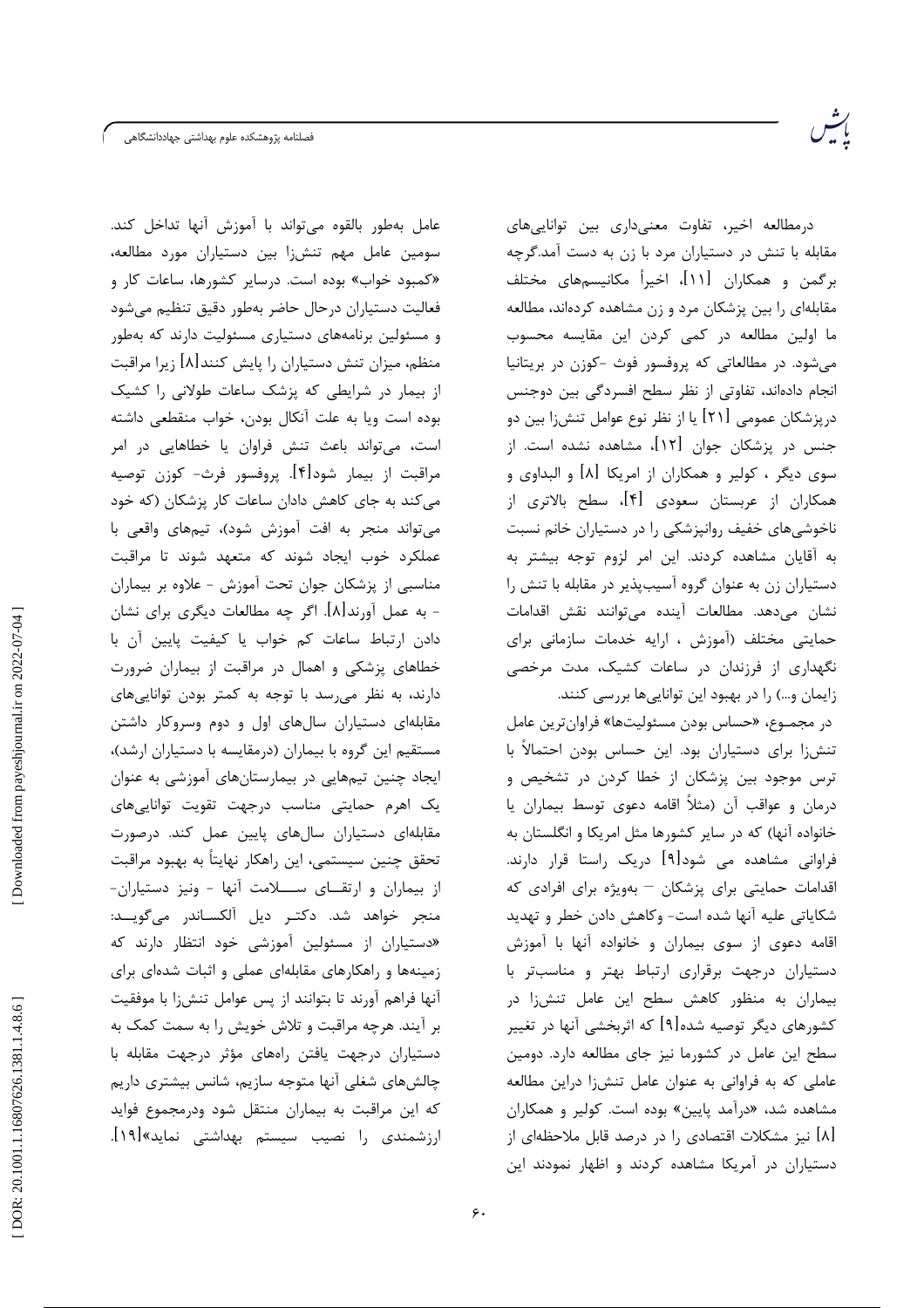درمطالعه اخیر، تفاوت معنی‌داری بین توانایی‌های مقابله با تنش در دستیاران مرد با زن به دست آمد.گرچه برگمن و همکاران [۱۱]، اخیراً مکانیسم‌های مختلف مقابله‌ای را بین پزشکان مرد و زن مشاهده کرده‌اند، مطالعه ما اولین مطالعه در کمی کردن این مقایسه محسوب می‌شود. در مطالعاتی که پروفسور فوث -کوزن در بریتانیا انجام داده‌اند، تفاوتی از نظر سطح افسردگی بین دوجنس درپزشکان عمومی [۲۱] یا از نظر نوع عوامل تنش‌زا بین دو جنس در پزشکان جوان [۱۲]، مشاهده نشده است. از سوی دیگر ، کولیر و همکاران از امریکا [۸] و البداوی و همکاران از عربستان سعودی [۴]، سطح بالاتری از ناخوشی‌های خفیف روانپزشکی را در دستیاران خانم نسبت به آقایان مشاهده کردند. این امر لزوم توجه بیشتر به دستیاران زن به عنوان گروه آسیب‌پذیر در مقابله با تنش را نشان می‌دهد. مطالعات آینده می‌توانند نقش اقدامات حمایتی مختلف (آموزش ، ارایه خدمات سازمانی برای نگهداری از فرزندان در ساعات کشیک، مدت مرخصی زایمان و...) را در بهبود این توانایی‌ها بررسی کنند.

در مجموع، «حساس بودن مسئولیت‌ها» فراوان‌ترین عامل تنش‌زا برای دستیاران بود. این حساس بودن احتمالاً با ترس موجود بین پزشکان از خطا کردن در تشخیص و درمان و عواقب آن (مثلاً اقامه دعوی توسط بیماران یا خانواده آنها) که در سایر کشورها مثل امریکا و انگلستان به فراوانی مشاهده می شود[۹] دریک راستا قرار دارند. اقدامات حمایتی برای پزشکان – به‌ویژه برای افرادی که شکایاتی علیه آنها شده است- وکاهش دادن خطر و تهدید اقامه دعوی از سوی بیماران و خانواده آنها با آموزش دستیاران درجهت برقراری ارتباط بهتر و مناسب‌تر با بیماران به منظور کاهش سطح این عامل تنش‌زا در کشورهای دیگر توصیه شده[۹] که اثربخشی آنها در تغییر سطح این عامل در کشورما نیز جای مطالعه دارد. دومین عاملی که به فراوانی به عنوان عامل تنش‌زا دراین مطالعه مشاهده شد، «درآمد پایین» بوده است. کولیر و همکاران [۸] نیز مشکلات اقتصادی را در درصد قابل ملاحظه‌ای از دستیاران در آمریکا مشاهده کردند و اظهار نمودند این عامل به‌طور بالقوه می‌تواند با آموزش آنها تداخل کند. سومین عامل مهم تنش‌زا بین دستیاران مورد مطالعه، «کمبود خواب» بوده است. درسایر کشورها، ساعات کار و فعالیت دستیاران درحال حاضر به‌طور دقیق تنظیم می‌شود و مسئولین برنامه‌های دستیاری مسئولیت دارند که به‌طور منظم، میزان تنش دستیاران را پایش کنند[۸] زیرا مراقبت از بیمار در شرایطی که پزشک ساعات طولانی را کشیک بوده است ویا به علت آنکال بودن، خواب منقطعی داشته است، می‌تواند باعث تنش فراوان یا خطاهایی در امر مراقبت از بیمار شود[۴]. پروفسور فرث- کوزن توصیه می‌کند به جای کاهش دادن ساعات کار پزشکان (که خود می‌تواند منجر به افت آموزش شود)، تیم‌های واقعی با عملکرد خوب ایجاد شوند که متعهد شوند تا مراقبت مناسبی از پزشکان جوان تحت آموزش - علاوه بر بیماران - به عمل آورند[۸]. اگر چه مطالعات دیگری برای نشان دادن ارتباط ساعات کم خواب یا کیفیت پایین آن با خطاهای پزشکی و اهمال در مراقبت از بیماران ضرورت دارند، به نظر می‌رسد با توجه به کمتر بودن توانایی‌های مقابله‌ای دستیاران سال‌های اول و دوم وسروکار داشتن مستقیم این گروه با بیماران (درمقایسه با دستیاران ارشد)، ایجاد چنین تیم‌هایی در بیمارستان‌های آموزشی به عنوان یک اهرم حمایتی مناسب درجهت تقویت توانایی‌های مقابله‌ای دستیاران سال‌های پایین عمل کند. درصورت تحقق چنین سیستمی، این راهکار نهایتاً به بهبود مراقبت از بیماران و ارتقـای ســلامت آنها - ونیز دستیاران- منجر خواهد شد. دکتـر دیل آلکسـاندر می‌گویـد: «دستیاران از مسئولین آموزشی خود انتظار دارند که زمینه‌ها و راهکارهای مقابله‌ای عملی و اثبات شده‌ای برای آنها فراهم آورند تا بتوانند از پس عوامل تنش‌زا با موفقیت بر آیند. هرچه مراقبت و تلاش خویش را به سمت کمک به دستیاران درجهت یافتن راه‌های مؤثر درجهت مقابله با چالش‌های شغلی آنها متوجه سازیم، شانس بیشتری داریم که این مراقبت به بیماران منتقل شود ودرمجموع فواید ارزشمندی را نصیب سیستم بهداشتی نماید»[۱۹].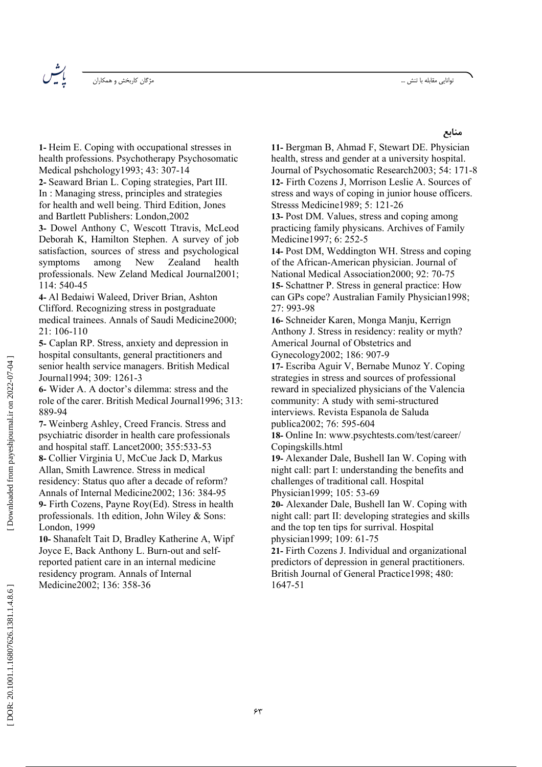## منابع

1- Heim E. Coping with occupational stresses in health professions. Psychotherapy Psychosomatic Medical pshchology1993; 43: 307-14

2- Seaward Brian L. Coping strategies, Part III. In : Managing stress, principles and strategies for health and well being. Third Edition, Jones and Bartlett Publishers: London,2002

3- Dowel Anthony C, Wescott Ttravis, McLeod Deborah K, Hamilton Stephen. A survey of job satisfaction, sources of stress and psychological symptoms among New Zealand health professionals. New Zeland Medical Journal2001; 114: 540-45

4- Al Bedaiwi Waleed, Driver Brian, Ashton Clifford. Recognizing stress in postgraduate medical trainees. Annals of Saudi Medicine2000; 21: 106-110

5- Caplan RP. Stress, anxiety and depression in hospital consultants, general practitioners and senior health service managers. British Medical Journal1994; 309: 1261-3

6- Wider A. A doctor's dilemma: stress and the role of the carer. British Medical Journal1996; 313: 889-94

7- Weinberg Ashley, Creed Francis. Stress and psychiatric disorder in health care professionals and hospital staff. Lancet2000; 355:533-53

8- Collier Virginia U, McCue Jack D, Markus Allan, Smith Lawrence. Stress in medical residency: Status quo after a decade of reform? Annals of Internal Medicine2002; 136: 384-95

9- Firth Cozens, Payne Roy(Ed). Stress in health professionals. 1th edition, John Wiley & Sons: London, 1999

10- Shanafelt Tait D, Bradley Katherine A, Wipf Joyce E, Back Anthony L. Burn-out and self-reported patient care in an internal medicine residency program. Annals of Internal Medicine2002; 136: 358-36

11- Bergman B, Ahmad F, Stewart DE. Physician health, stress and gender at a university hospital. Journal of Psychosomatic Research2003; 54: 171-8

12- Firth Cozens J, Morrison Leslie A. Sources of stress and ways of coping in junior house officers. Stresss Medicine1989; 5: 121-26

13- Post DM. Values, stress and coping among practicing family physicans. Archives of Family Medicine1997; 6: 252-5

14- Post DM, Weddington WH. Stress and coping of the African-American physician. Journal of National Medical Association2000; 92: 70-75

15- Schattner P. Stress in general practice: How can GPs cope? Australian Family Physician1998; 27: 993-98

16- Schneider Karen, Monga Manju, Kerrign Anthony J. Stress in residency: reality or myth? Americal Journal of Obstetrics and Gynecology2002; 186: 907-9

17- Escriba Aguir V, Bernabe Munoz Y. Coping strategies in stress and sources of professional reward in specialized physicians of the Valencia community: A study with semi-structured interviews. Revista Espanola de Saluda publica2002; 76: 595-604

18- Online In: www.psychtests.com/test/career/Copingskills.html

19- Alexander Dale, Bushell Ian W. Coping with night call: part I: understanding the benefits and challenges of traditional call. Hospital Physician1999; 105: 53-69

20- Alexander Dale, Bushell Ian W. Coping with night call: part II: developing strategies and skills and the top ten tips for survival. Hospital physician1999; 109: 61-75

21- Firth Cozens J. Individual and organizational predictors of depression in general practitioners. British Journal of General Practice1998; 480: 1647-51